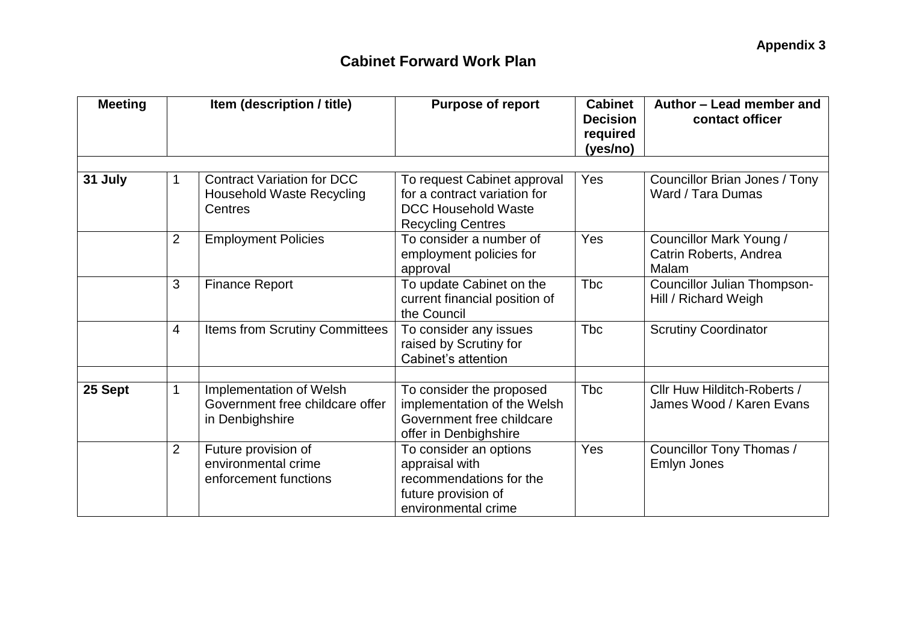**Appendix 3**

# Cabinet Forward Work Plan

| Meeting | | Item (description / title) | Purpose of report | Cabinet Decision required (yes/no) | Author – Lead member and contact officer |
|---|---|---|---|---|---|
| | | | | | |
| **31 July** | 1 | Contract Variation for DCC Household Waste Recycling Centres | To request Cabinet approval for a contract variation for DCC Household Waste Recycling Centres | Yes | Councillor Brian Jones / Tony Ward / Tara Dumas |
| | 2 | Employment Policies | To consider a number of employment policies for approval | Yes | Councillor Mark Young / Catrin Roberts, Andrea Malam |
| | 3 | Finance Report | To update Cabinet on the current financial position of the Council | Tbc | Councillor Julian Thompson-Hill / Richard Weigh |
| | 4 | Items from Scrutiny Committees | To consider any issues raised by Scrutiny for Cabinet's attention | Tbc | Scrutiny Coordinator |
| | | | | | |
| **25 Sept** | 1 | Implementation of Welsh Government free childcare offer in Denbighshire | To consider the proposed implementation of the Welsh Government free childcare offer in Denbighshire | Tbc | Cllr Huw Hilditch-Roberts / James Wood / Karen Evans |
| | 2 | Future provision of environmental crime enforcement functions | To consider an options appraisal with recommendations for the future provision of environmental crime | Yes | Councillor Tony Thomas / Emlyn Jones |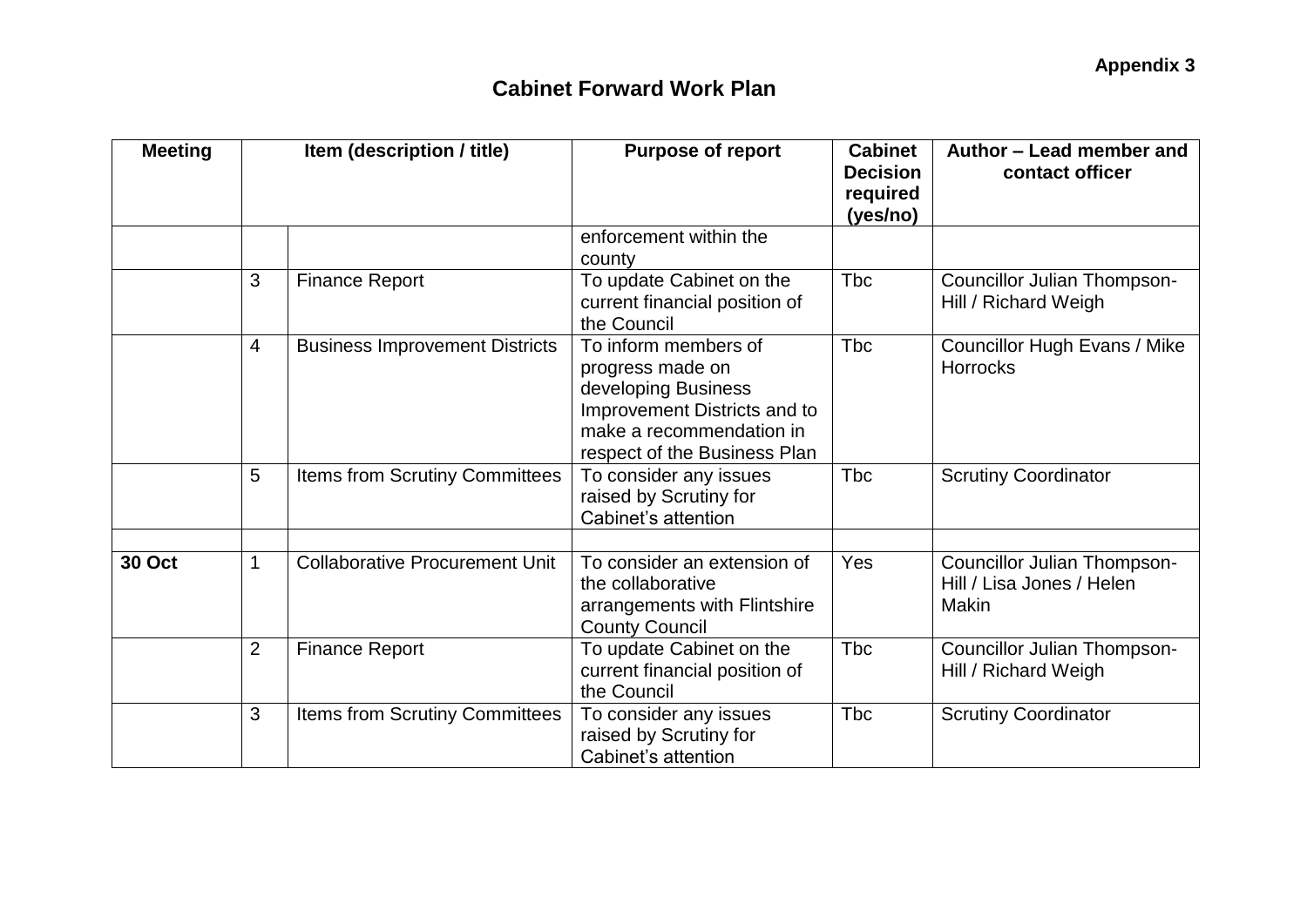**Appendix 3**

## Cabinet Forward Work Plan

| Meeting | Item (description / title) | | Purpose of report | Cabinet Decision required (yes/no) | Author – Lead member and contact officer |
|---|---|---|---|---|---|
| | | | enforcement within the county | | |
| | 3 | Finance Report | To update Cabinet on the current financial position of the Council | Tbc | Councillor Julian Thompson-Hill / Richard Weigh |
| | 4 | Business Improvement Districts | To inform members of progress made on developing Business Improvement Districts and to make a recommendation in respect of the Business Plan | Tbc | Councillor Hugh Evans / Mike Horrocks |
| | 5 | Items from Scrutiny Committees | To consider any issues raised by Scrutiny for Cabinet's attention | Tbc | Scrutiny Coordinator |
| | | | | | |
| **30 Oct** | 1 | Collaborative Procurement Unit | To consider an extension of the collaborative arrangements with Flintshire County Council | Yes | Councillor Julian Thompson-Hill / Lisa Jones / Helen Makin |
| | 2 | Finance Report | To update Cabinet on the current financial position of the Council | Tbc | Councillor Julian Thompson-Hill / Richard Weigh |
| | 3 | Items from Scrutiny Committees | To consider any issues raised by Scrutiny for Cabinet's attention | Tbc | Scrutiny Coordinator |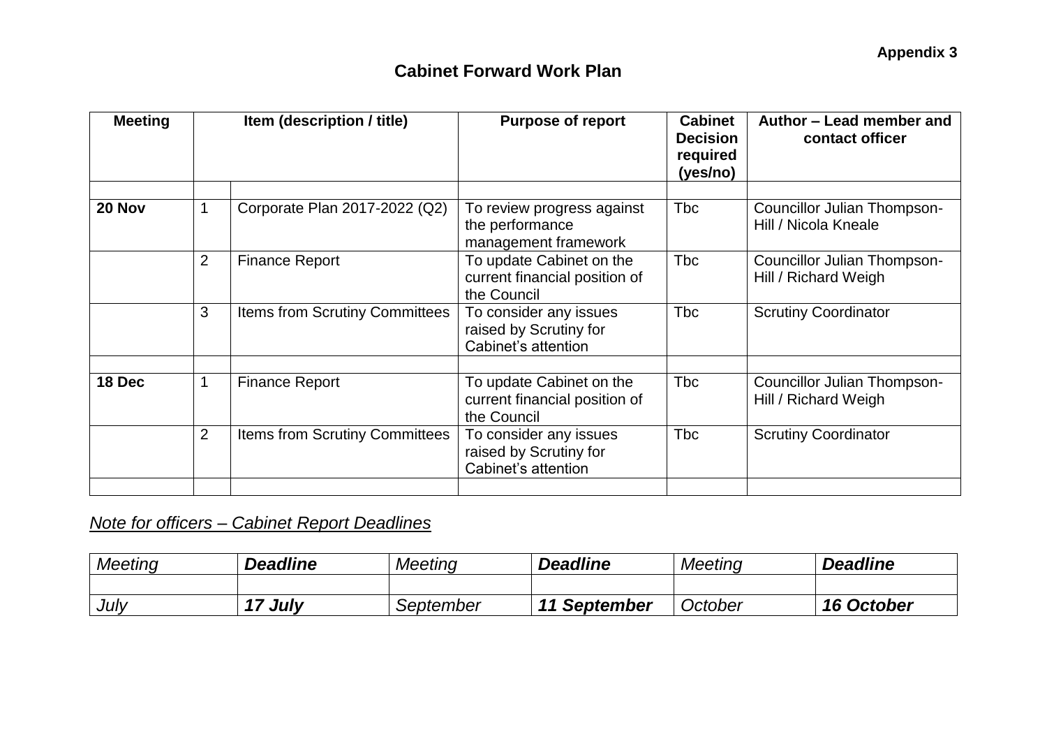**Appendix 3**

## Cabinet Forward Work Plan

| Meeting | Item (description / title) | | Purpose of report | Cabinet Decision required (yes/no) | Author – Lead member and contact officer |
|---|---|---|---|---|---|
| | | | | | |
| **20 Nov** | 1 | Corporate Plan 2017-2022 (Q2) | To review progress against the performance management framework | Tbc | Councillor Julian Thompson-Hill / Nicola Kneale |
| | 2 | Finance Report | To update Cabinet on the current financial position of the Council | Tbc | Councillor Julian Thompson-Hill / Richard Weigh |
| | 3 | Items from Scrutiny Committees | To consider any issues raised by Scrutiny for Cabinet's attention | Tbc | Scrutiny Coordinator |
| | | | | | |
| **18 Dec** | 1 | Finance Report | To update Cabinet on the current financial position of the Council | Tbc | Councillor Julian Thompson-Hill / Richard Weigh |
| | 2 | Items from Scrutiny Committees | To consider any issues raised by Scrutiny for Cabinet's attention | Tbc | Scrutiny Coordinator |
| | | | | | |

*Note for officers – Cabinet Report Deadlines*

| *Meeting* | ***Deadline*** | *Meeting* | ***Deadline*** | *Meeting* | ***Deadline*** |
|---|---|---|---|---|---|
| | | | | | |
| *July* | ***17 July*** | *September* | ***11 September*** | *October* | ***16 October*** |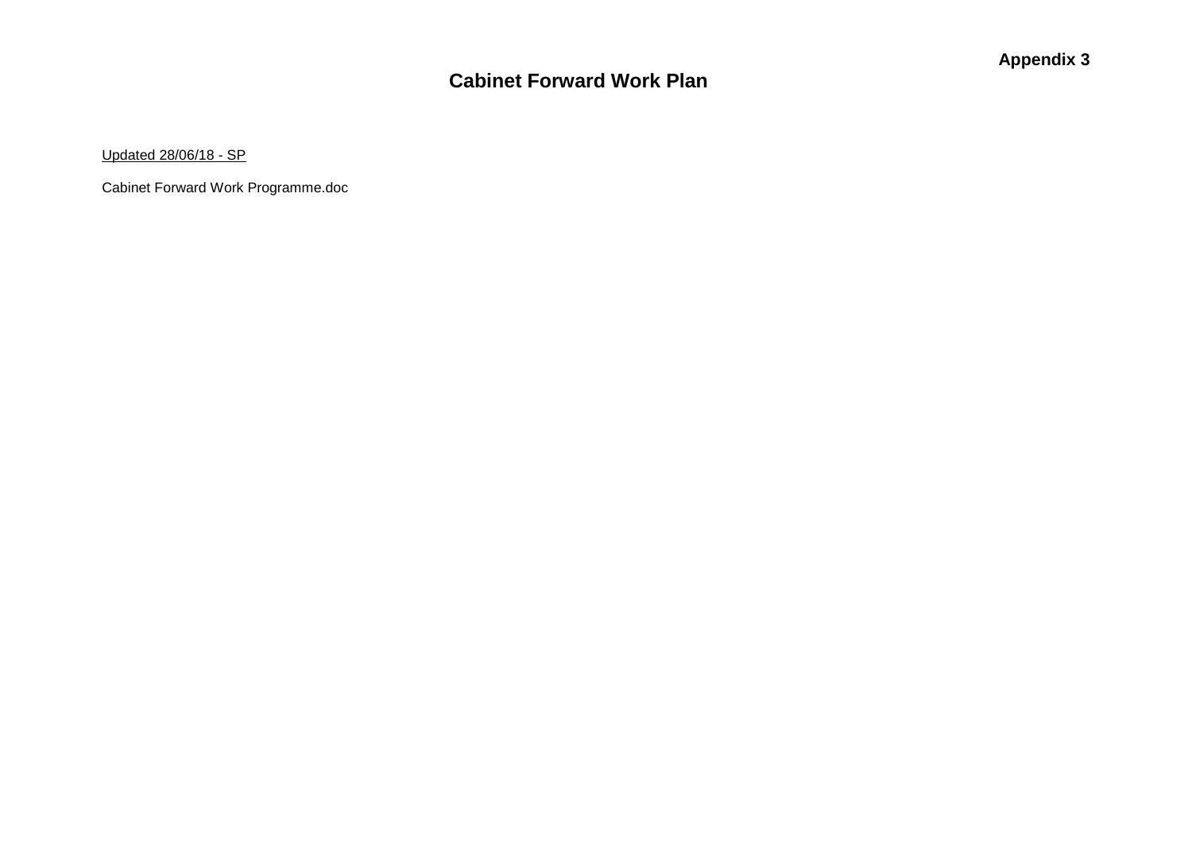**Appendix 3**

# Cabinet Forward Work Plan

Updated 28/06/18 - SP

Cabinet Forward Work Programme.doc